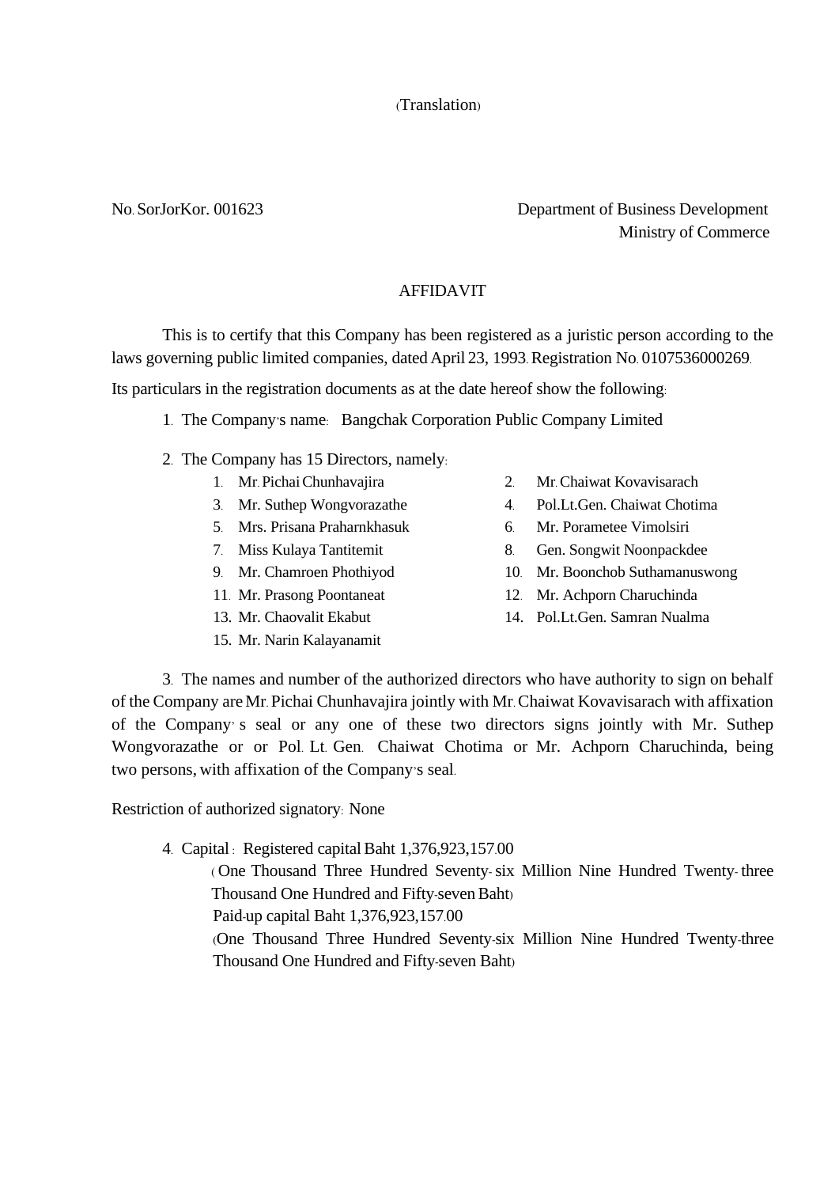(Translation)

No. SorJorKor. 001623

Department of Business Development
Ministry of Commerce

# AFFIDAVIT

This is to certify that this Company has been registered as a juristic person according to the laws governing public limited companies, dated April 23, 1993. Registration No. 0107536000269.

Its particulars in the registration documents as at the date hereof show the following:

1. The Company's name: Bangchak Corporation Public Company Limited

2. The Company has 15 Directors, namely:
   1. Mr. Pichai Chunhavajira
   2. Mr. Chaiwat Kovavisarach
   3. Mr. Suthep Wongvorazathe
   4. Pol.Lt.Gen. Chaiwat Chotima
   5. Mrs. Prisana Praharnkhasuk
   6. Mr. Porametee Vimolsiri
   7. Miss Kulaya Tantitemit
   8. Gen. Songwit Noonpackdee
   9. Mr. Chamroen Phothiyod
   10. Mr. Boonchob Suthamanuswong
   11. Mr. Prasong Poontaneat
   12. Mr. Achporn Charuchinda
   13. Mr. Chaovalit Ekabut
   14. Pol.Lt.Gen. Samran Nualma
   15. Mr. Narin Kalayanamit

3. The names and number of the authorized directors who have authority to sign on behalf of the Company are Mr. Pichai Chunhavajira jointly with Mr. Chaiwat Kovavisarach with affixation of the Company's seal or any one of these two directors signs jointly with Mr. Suthep Wongvorazathe or or Pol. Lt. Gen. Chaiwat Chotima or Mr. Achporn Charuchinda, being two persons, with affixation of the Company's seal.

Restriction of authorized signatory: None

4. Capital : Registered capital Baht 1,376,923,157.00
   (One Thousand Three Hundred Seventy-six Million Nine Hundred Twenty-three Thousand One Hundred and Fifty-seven Baht)
   Paid-up capital Baht 1,376,923,157.00
   (One Thousand Three Hundred Seventy-six Million Nine Hundred Twenty-three Thousand One Hundred and Fifty-seven Baht)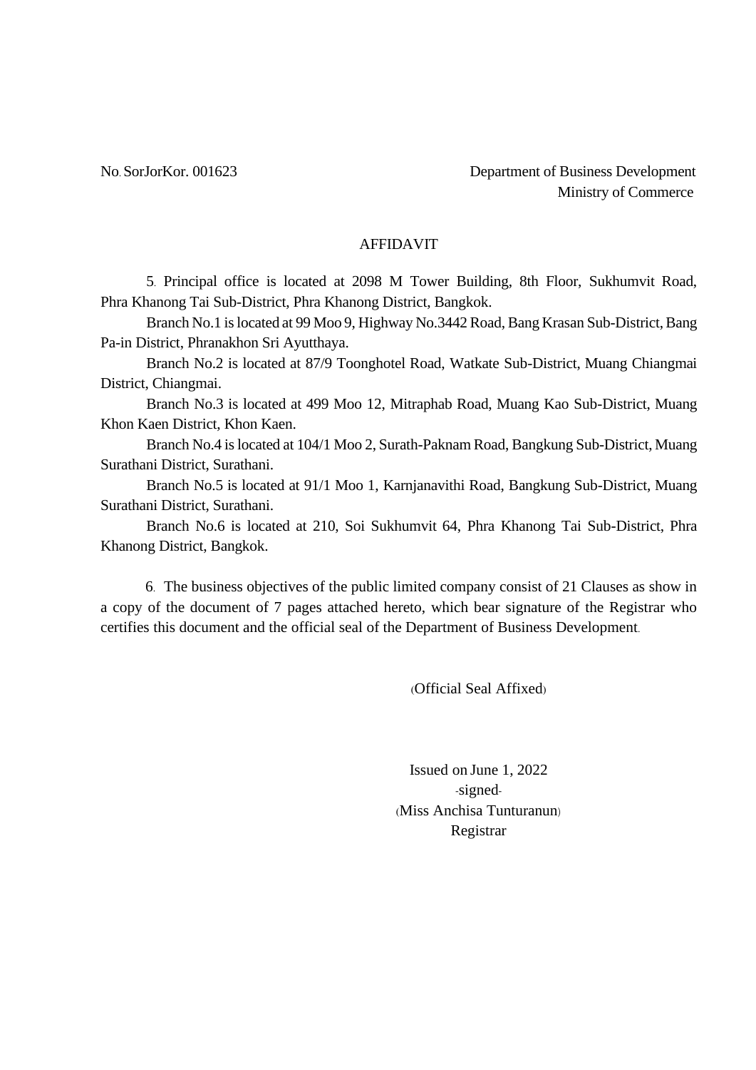No. SorJorKor. 001623

Department of Business Development
Ministry of Commerce

# AFFIDAVIT

5. Principal office is located at 2098 M Tower Building, 8th Floor, Sukhumvit Road, Phra Khanong Tai Sub-District, Phra Khanong District, Bangkok.

Branch No.1 is located at 99 Moo 9, Highway No.3442 Road, Bang Krasan Sub-District, Bang Pa-in District, Phranakhon Sri Ayutthaya.

Branch No.2 is located at 87/9 Toonghotel Road, Watkate Sub-District, Muang Chiangmai District, Chiangmai.

Branch No.3 is located at 499 Moo 12, Mitraphab Road, Muang Kao Sub-District, Muang Khon Kaen District, Khon Kaen.

Branch No.4 is located at 104/1 Moo 2, Surath-Paknam Road, Bangkung Sub-District, Muang Surathani District, Surathani.

Branch No.5 is located at 91/1 Moo 1, Karnjanavithi Road, Bangkung Sub-District, Muang Surathani District, Surathani.

Branch No.6 is located at 210, Soi Sukhumvit 64, Phra Khanong Tai Sub-District, Phra Khanong District, Bangkok.

6. The business objectives of the public limited company consist of 21 Clauses as show in a copy of the document of 7 pages attached hereto, which bear signature of the Registrar who certifies this document and the official seal of the Department of Business Development.

(Official Seal Affixed)

Issued on June 1, 2022
-signed-
(Miss Anchisa Tunturanun)
Registrar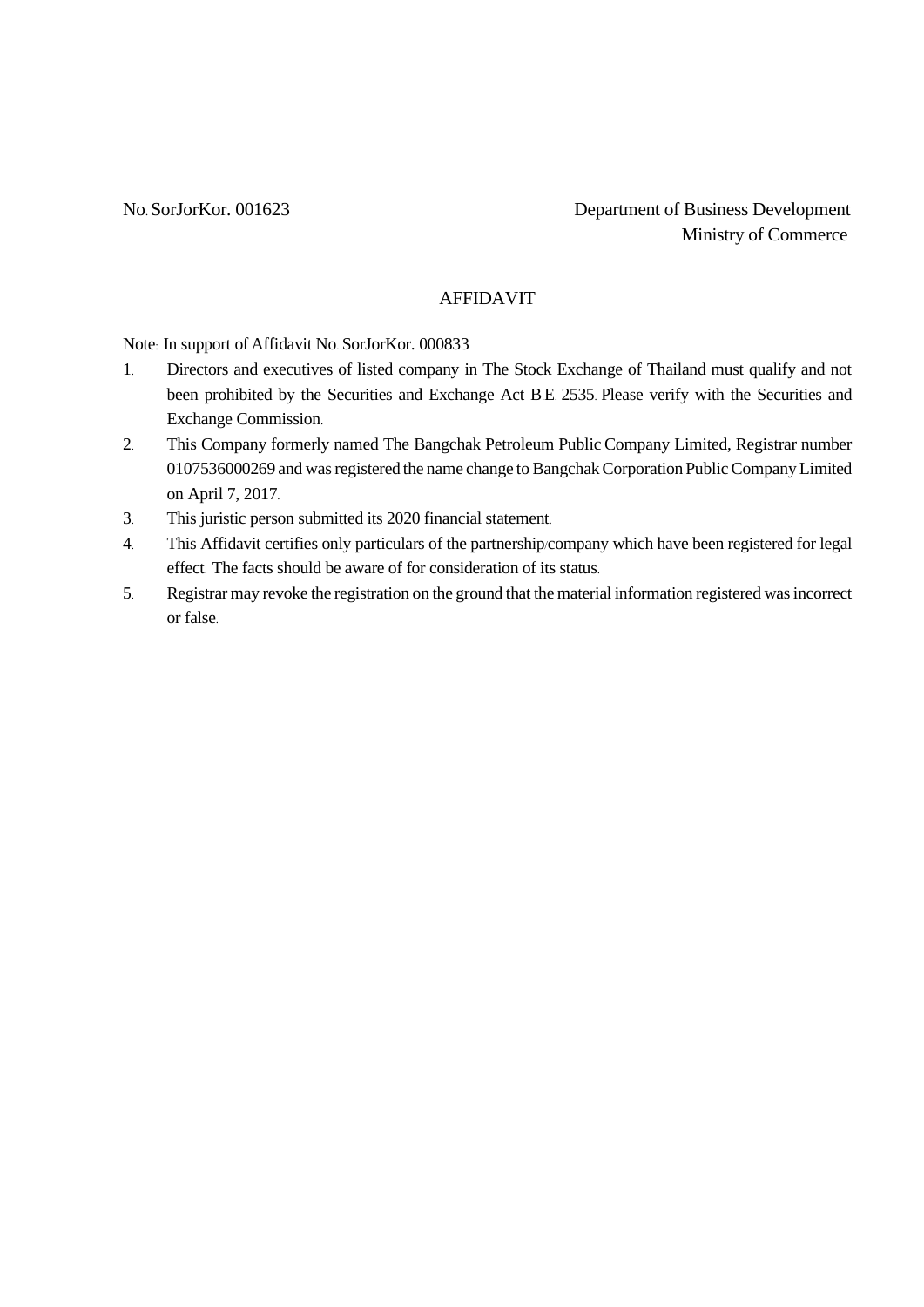No. SorJorKor. 001623

Department of Business Development
Ministry of Commerce

# AFFIDAVIT

Note: In support of Affidavit No. SorJorKor. 000833

1. Directors and executives of listed company in The Stock Exchange of Thailand must qualify and not been prohibited by the Securities and Exchange Act B.E. 2535. Please verify with the Securities and Exchange Commission.
2. This Company formerly named The Bangchak Petroleum Public Company Limited, Registrar number 0107536000269 and was registered the name change to Bangchak Corporation Public Company Limited on April 7, 2017.
3. This juristic person submitted its 2020 financial statement.
4. This Affidavit certifies only particulars of the partnership/company which have been registered for legal effect. The facts should be aware of for consideration of its status.
5. Registrar may revoke the registration on the ground that the material information registered was incorrect or false.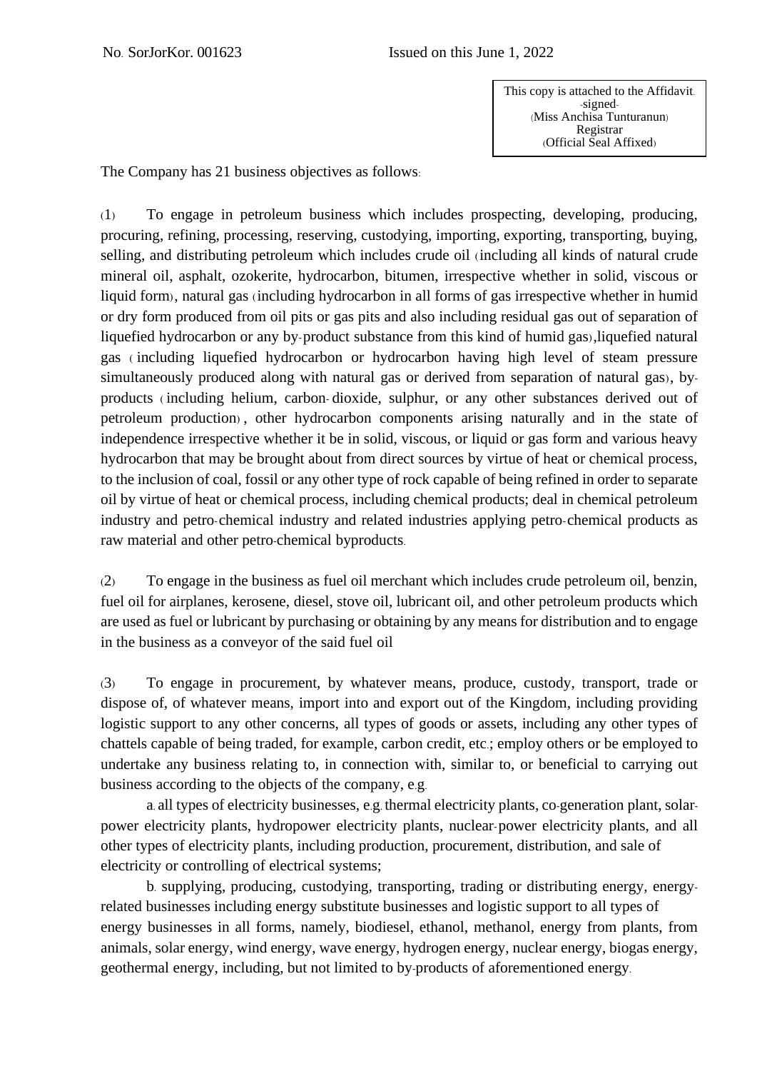No. SorJorKor. 001623 Issued on this June 1, 2022

This copy is attached to the Affidavit.
-signed-
(Miss Anchisa Tunturanun)
Registrar
(Official Seal Affixed)

The Company has 21 business objectives as follows:

(1) To engage in petroleum business which includes prospecting, developing, producing, procuring, refining, processing, reserving, custodying, importing, exporting, transporting, buying, selling, and distributing petroleum which includes crude oil (including all kinds of natural crude mineral oil, asphalt, ozokerite, hydrocarbon, bitumen, irrespective whether in solid, viscous or liquid form), natural gas (including hydrocarbon in all forms of gas irrespective whether in humid or dry form produced from oil pits or gas pits and also including residual gas out of separation of liquefied hydrocarbon or any by-product substance from this kind of humid gas),liquefied natural gas (including liquefied hydrocarbon or hydrocarbon having high level of steam pressure simultaneously produced along with natural gas or derived from separation of natural gas), by-products (including helium, carbon-dioxide, sulphur, or any other substances derived out of petroleum production), other hydrocarbon components arising naturally and in the state of independence irrespective whether it be in solid, viscous, or liquid or gas form and various heavy hydrocarbon that may be brought about from direct sources by virtue of heat or chemical process, to the inclusion of coal, fossil or any other type of rock capable of being refined in order to separate oil by virtue of heat or chemical process, including chemical products; deal in chemical petroleum industry and petro-chemical industry and related industries applying petro-chemical products as raw material and other petro-chemical byproducts.

(2) To engage in the business as fuel oil merchant which includes crude petroleum oil, benzin, fuel oil for airplanes, kerosene, diesel, stove oil, lubricant oil, and other petroleum products which are used as fuel or lubricant by purchasing or obtaining by any means for distribution and to engage in the business as a conveyor of the said fuel oil

(3) To engage in procurement, by whatever means, produce, custody, transport, trade or dispose of, of whatever means, import into and export out of the Kingdom, including providing logistic support to any other concerns, all types of goods or assets, including any other types of chattels capable of being traded, for example, carbon credit, etc.; employ others or be employed to undertake any business relating to, in connection with, similar to, or beneficial to carrying out business according to the objects of the company, e.g.

a. all types of electricity businesses, e.g. thermal electricity plants, co-generation plant, solar-power electricity plants, hydropower electricity plants, nuclear-power electricity plants, and all other types of electricity plants, including production, procurement, distribution, and sale of electricity or controlling of electrical systems;

b. supplying, producing, custodying, transporting, trading or distributing energy, energy-related businesses including energy substitute businesses and logistic support to all types of energy businesses in all forms, namely, biodiesel, ethanol, methanol, energy from plants, from animals, solar energy, wind energy, wave energy, hydrogen energy, nuclear energy, biogas energy, geothermal energy, including, but not limited to by-products of aforementioned energy.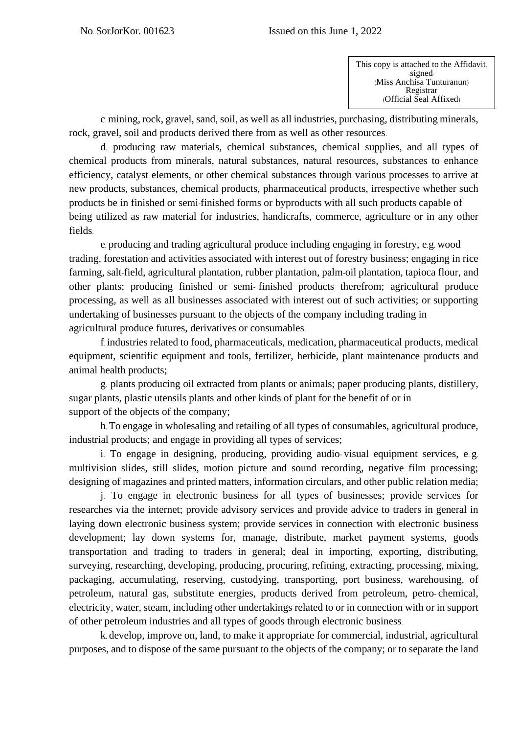No. SorJorKor. 001623 Issued on this June 1, 2022

This copy is attached to the Affidavit.
-signed-
(Miss Anchisa Tunturanun)
Registrar
(Official Seal Affixed)

c. mining, rock, gravel, sand, soil, as well as all industries, purchasing, distributing minerals, rock, gravel, soil and products derived there from as well as other resources.

d. producing raw materials, chemical substances, chemical supplies, and all types of chemical products from minerals, natural substances, natural resources, substances to enhance efficiency, catalyst elements, or other chemical substances through various processes to arrive at new products, substances, chemical products, pharmaceutical products, irrespective whether such products be in finished or semi-finished forms or byproducts with all such products capable of being utilized as raw material for industries, handicrafts, commerce, agriculture or in any other fields.

e. producing and trading agricultural produce including engaging in forestry, e.g. wood trading, forestation and activities associated with interest out of forestry business; engaging in rice farming, salt-field, agricultural plantation, rubber plantation, palm-oil plantation, tapioca flour, and other plants; producing finished or semi- finished products therefrom; agricultural produce processing, as well as all businesses associated with interest out of such activities; or supporting undertaking of businesses pursuant to the objects of the company including trading in agricultural produce futures, derivatives or consumables.

f. industries related to food, pharmaceuticals, medication, pharmaceutical products, medical equipment, scientific equipment and tools, fertilizer, herbicide, plant maintenance products and animal health products;

g. plants producing oil extracted from plants or animals; paper producing plants, distillery, sugar plants, plastic utensils plants and other kinds of plant for the benefit of or in support of the objects of the company;

h. To engage in wholesaling and retailing of all types of consumables, agricultural produce, industrial products; and engage in providing all types of services;

i. To engage in designing, producing, providing audio-visual equipment services, e.g. multivision slides, still slides, motion picture and sound recording, negative film processing; designing of magazines and printed matters, information circulars, and other public relation media;

j. To engage in electronic business for all types of businesses; provide services for researches via the internet; provide advisory services and provide advice to traders in general in laying down electronic business system; provide services in connection with electronic business development; lay down systems for, manage, distribute, market payment systems, goods transportation and trading to traders in general; deal in importing, exporting, distributing, surveying, researching, developing, producing, procuring, refining, extracting, processing, mixing, packaging, accumulating, reserving, custodying, transporting, port business, warehousing, of petroleum, natural gas, substitute energies, products derived from petroleum, petro-chemical, electricity, water, steam, including other undertakings related to or in connection with or in support of other petroleum industries and all types of goods through electronic business.

k. develop, improve on, land, to make it appropriate for commercial, industrial, agricultural purposes, and to dispose of the same pursuant to the objects of the company; or to separate the land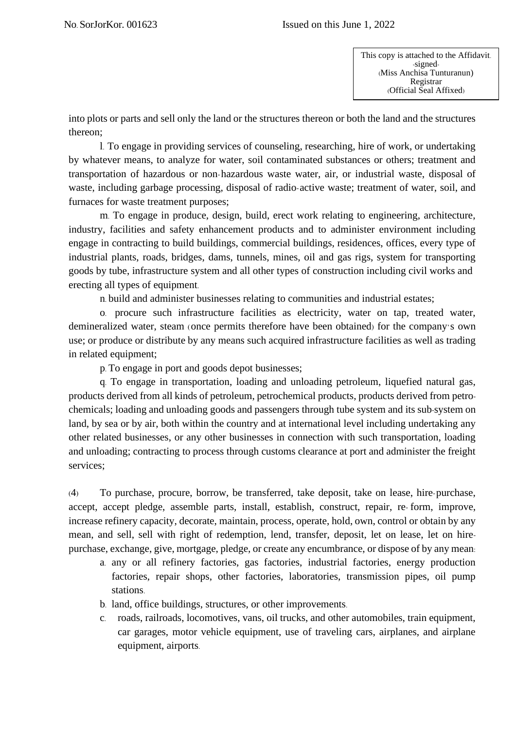No. SorJorKor. 001623 Issued on this June 1, 2022

This copy is attached to the Affidavit.
-signed-
(Miss Anchisa Tunturanun)
Registrar
(Official Seal Affixed)

into plots or parts and sell only the land or the structures thereon or both the land and the structures thereon;

l. To engage in providing services of counseling, researching, hire of work, or undertaking by whatever means, to analyze for water, soil contaminated substances or others; treatment and transportation of hazardous or non-hazardous waste water, air, or industrial waste, disposal of waste, including garbage processing, disposal of radio-active waste; treatment of water, soil, and furnaces for waste treatment purposes;

m. To engage in produce, design, build, erect work relating to engineering, architecture, industry, facilities and safety enhancement products and to administer environment including engage in contracting to build buildings, commercial buildings, residences, offices, every type of industrial plants, roads, bridges, dams, tunnels, mines, oil and gas rigs, system for transporting goods by tube, infrastructure system and all other types of construction including civil works and erecting all types of equipment.

n. build and administer businesses relating to communities and industrial estates;

o. procure such infrastructure facilities as electricity, water on tap, treated water, demineralized water, steam (once permits therefore have been obtained) for the company's own use; or produce or distribute by any means such acquired infrastructure facilities as well as trading in related equipment;

p. To engage in port and goods depot businesses;

q. To engage in transportation, loading and unloading petroleum, liquefied natural gas, products derived from all kinds of petroleum, petrochemical products, products derived from petro-chemicals; loading and unloading goods and passengers through tube system and its sub-system on land, by sea or by air, both within the country and at international level including undertaking any other related businesses, or any other businesses in connection with such transportation, loading and unloading; contracting to process through customs clearance at port and administer the freight services;

(4) To purchase, procure, borrow, be transferred, take deposit, take on lease, hire-purchase, accept, accept pledge, assemble parts, install, establish, construct, repair, re- form, improve, increase refinery capacity, decorate, maintain, process, operate, hold, own, control or obtain by any mean, and sell, sell with right of redemption, lend, transfer, deposit, let on lease, let on hire-purchase, exchange, give, mortgage, pledge, or create any encumbrance, or dispose of by any mean:

a. any or all refinery factories, gas factories, industrial factories, energy production factories, repair shops, other factories, laboratories, transmission pipes, oil pump stations.

b. land, office buildings, structures, or other improvements.

c. roads, railroads, locomotives, vans, oil trucks, and other automobiles, train equipment, car garages, motor vehicle equipment, use of traveling cars, airplanes, and airplane equipment, airports.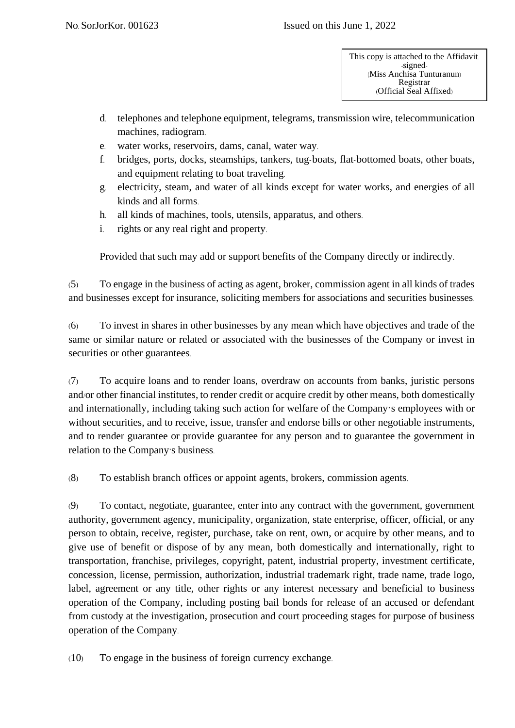No. SorJorKor. 001623 Issued on this June 1, 2022

This copy is attached to the Affidavit.
-signed-
(Miss Anchisa Tunturanun)
Registrar
(Official Seal Affixed)

d. telephones and telephone equipment, telegrams, transmission wire, telecommunication machines, radiogram.
e. water works, reservoirs, dams, canal, water way.
f. bridges, ports, docks, steamships, tankers, tug-boats, flat-bottomed boats, other boats, and equipment relating to boat traveling.
g. electricity, steam, and water of all kinds except for water works, and energies of all kinds and all forms.
h. all kinds of machines, tools, utensils, apparatus, and others.
i. rights or any real right and property.

Provided that such may add or support benefits of the Company directly or indirectly.

(5) To engage in the business of acting as agent, broker, commission agent in all kinds of trades and businesses except for insurance, soliciting members for associations and securities businesses.

(6) To invest in shares in other businesses by any mean which have objectives and trade of the same or similar nature or related or associated with the businesses of the Company or invest in securities or other guarantees.

(7) To acquire loans and to render loans, overdraw on accounts from banks, juristic persons and/or other financial institutes, to render credit or acquire credit by other means, both domestically and internationally, including taking such action for welfare of the Company's employees with or without securities, and to receive, issue, transfer and endorse bills or other negotiable instruments, and to render guarantee or provide guarantee for any person and to guarantee the government in relation to the Company's business.

(8) To establish branch offices or appoint agents, brokers, commission agents.

(9) To contact, negotiate, guarantee, enter into any contract with the government, government authority, government agency, municipality, organization, state enterprise, officer, official, or any person to obtain, receive, register, purchase, take on rent, own, or acquire by other means, and to give use of benefit or dispose of by any mean, both domestically and internationally, right to transportation, franchise, privileges, copyright, patent, industrial property, investment certificate, concession, license, permission, authorization, industrial trademark right, trade name, trade logo, label, agreement or any title, other rights or any interest necessary and beneficial to business operation of the Company, including posting bail bonds for release of an accused or defendant from custody at the investigation, prosecution and court proceeding stages for purpose of business operation of the Company.

(10) To engage in the business of foreign currency exchange.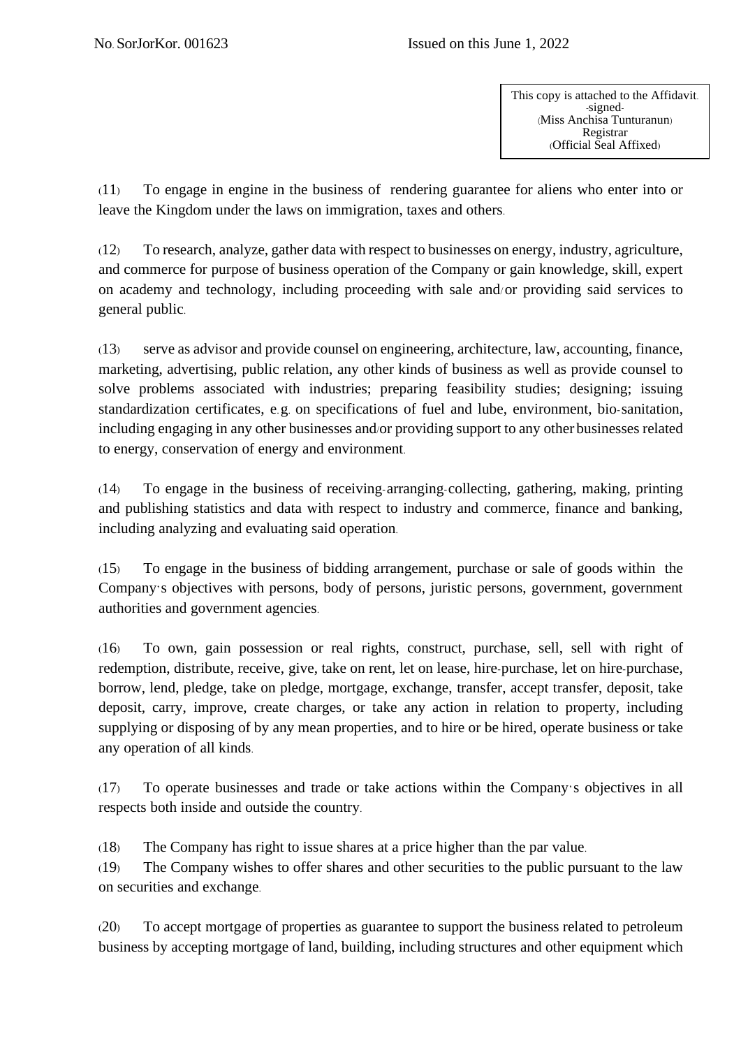No. SorJorKor. 001623 Issued on this June 1, 2022

This copy is attached to the Affidavit.
-signed-
(Miss Anchisa Tunturanun)
Registrar
(Official Seal Affixed)

(11) To engage in engine in the business of rendering guarantee for aliens who enter into or leave the Kingdom under the laws on immigration, taxes and others.

(12) To research, analyze, gather data with respect to businesses on energy, industry, agriculture, and commerce for purpose of business operation of the Company or gain knowledge, skill, expert on academy and technology, including proceeding with sale and/or providing said services to general public.

(13) serve as advisor and provide counsel on engineering, architecture, law, accounting, finance, marketing, advertising, public relation, any other kinds of business as well as provide counsel to solve problems associated with industries; preparing feasibility studies; designing; issuing standardization certificates, e.g. on specifications of fuel and lube, environment, bio-sanitation, including engaging in any other businesses and/or providing support to any other businesses related to energy, conservation of energy and environment.

(14) To engage in the business of receiving-arranging-collecting, gathering, making, printing and publishing statistics and data with respect to industry and commerce, finance and banking, including analyzing and evaluating said operation.

(15) To engage in the business of bidding arrangement, purchase or sale of goods within the Company's objectives with persons, body of persons, juristic persons, government, government authorities and government agencies.

(16) To own, gain possession or real rights, construct, purchase, sell, sell with right of redemption, distribute, receive, give, take on rent, let on lease, hire-purchase, let on hire-purchase, borrow, lend, pledge, take on pledge, mortgage, exchange, transfer, accept transfer, deposit, take deposit, carry, improve, create charges, or take any action in relation to property, including supplying or disposing of by any mean properties, and to hire or be hired, operate business or take any operation of all kinds.

(17) To operate businesses and trade or take actions within the Company's objectives in all respects both inside and outside the country.

(18) The Company has right to issue shares at a price higher than the par value.

(19) The Company wishes to offer shares and other securities to the public pursuant to the law on securities and exchange.

(20) To accept mortgage of properties as guarantee to support the business related to petroleum business by accepting mortgage of land, building, including structures and other equipment which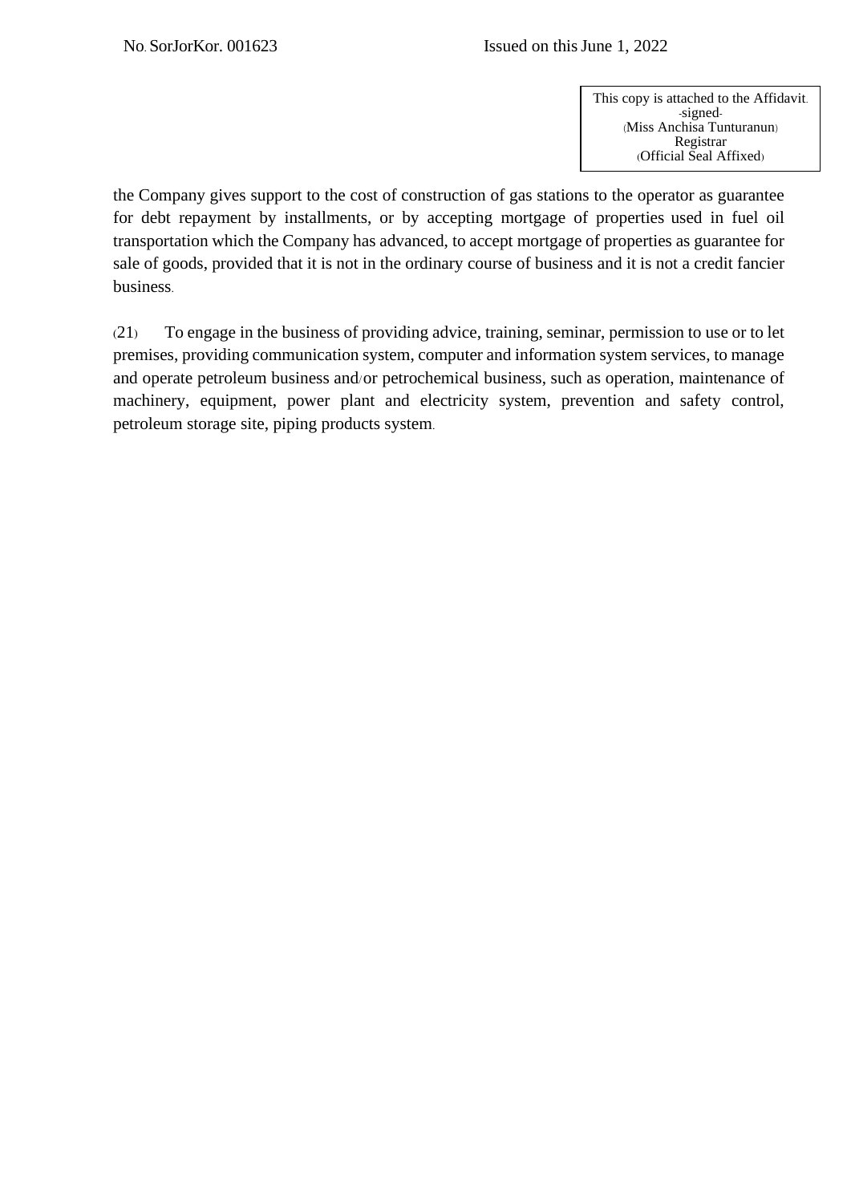No. SorJorKor. 001623 Issued on this June 1, 2022

This copy is attached to the Affidavit.
-signed-
(Miss Anchisa Tunturanun)
Registrar
(Official Seal Affixed)

the Company gives support to the cost of construction of gas stations to the operator as guarantee for debt repayment by installments, or by accepting mortgage of properties used in fuel oil transportation which the Company has advanced, to accept mortgage of properties as guarantee for sale of goods, provided that it is not in the ordinary course of business and it is not a credit fancier business.

(21) To engage in the business of providing advice, training, seminar, permission to use or to let premises, providing communication system, computer and information system services, to manage and operate petroleum business and/or petrochemical business, such as operation, maintenance of machinery, equipment, power plant and electricity system, prevention and safety control, petroleum storage site, piping products system.